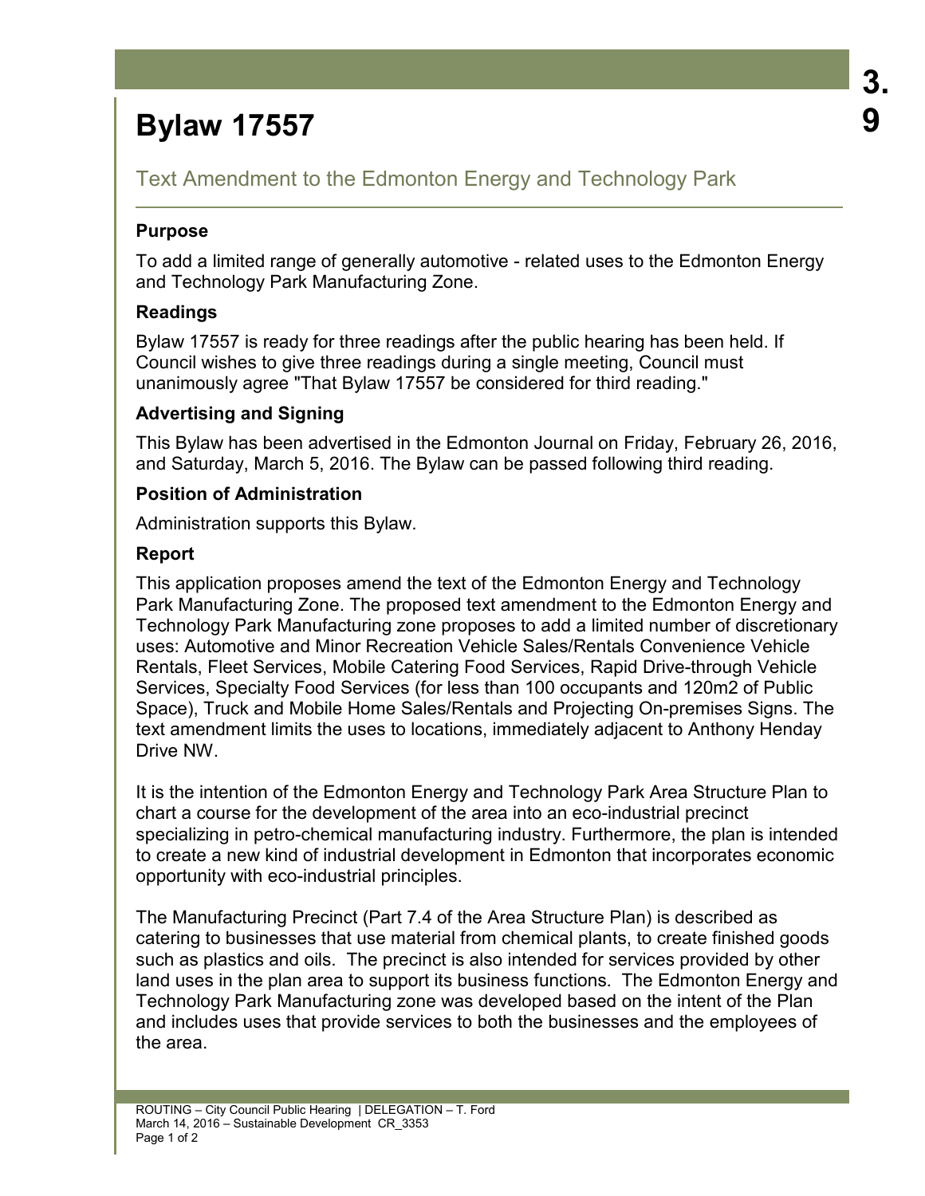3.9

# Bylaw 17557

## Text Amendment to the Edmonton Energy and Technology Park

### Purpose

To add a limited range of generally automotive - related uses to the Edmonton Energy and Technology Park Manufacturing Zone.

### Readings

Bylaw 17557 is ready for three readings after the public hearing has been held. If Council wishes to give three readings during a single meeting, Council must unanimously agree "That Bylaw 17557 be considered for third reading."

### Advertising and Signing

This Bylaw has been advertised in the Edmonton Journal on Friday, February 26, 2016, and Saturday, March 5, 2016. The Bylaw can be passed following third reading.

### Position of Administration

Administration supports this Bylaw.

### Report

This application proposes amend the text of the Edmonton Energy and Technology Park Manufacturing Zone. The proposed text amendment to the Edmonton Energy and Technology Park Manufacturing zone proposes to add a limited number of discretionary uses: Automotive and Minor Recreation Vehicle Sales/Rentals Convenience Vehicle Rentals, Fleet Services, Mobile Catering Food Services, Rapid Drive-through Vehicle Services, Specialty Food Services (for less than 100 occupants and 120m2 of Public Space), Truck and Mobile Home Sales/Rentals and Projecting On-premises Signs. The text amendment limits the uses to locations, immediately adjacent to Anthony Henday Drive NW.

It is the intention of the Edmonton Energy and Technology Park Area Structure Plan to chart a course for the development of the area into an eco-industrial precinct specializing in petro-chemical manufacturing industry. Furthermore, the plan is intended to create a new kind of industrial development in Edmonton that incorporates economic opportunity with eco-industrial principles.

The Manufacturing Precinct (Part 7.4 of the Area Structure Plan) is described as catering to businesses that use material from chemical plants, to create finished goods such as plastics and oils. The precinct is also intended for services provided by other land uses in the plan area to support its business functions. The Edmonton Energy and Technology Park Manufacturing zone was developed based on the intent of the Plan and includes uses that provide services to both the businesses and the employees of the area.

ROUTING – City Council Public Hearing | DELEGATION – T. Ford
March 14, 2016 – Sustainable Development CR_3353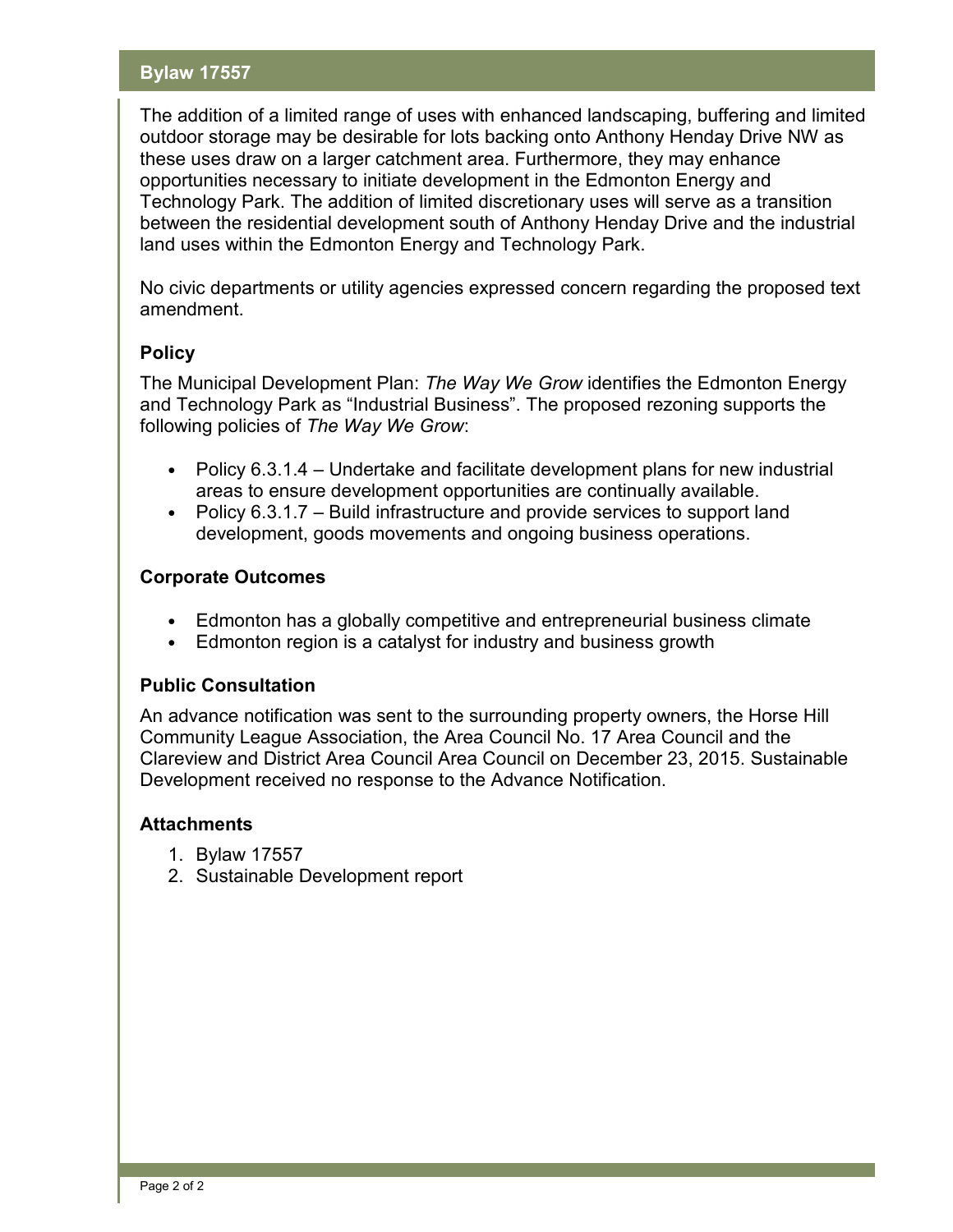## Bylaw 17557

The addition of a limited range of uses with enhanced landscaping, buffering and limited outdoor storage may be desirable for lots backing onto Anthony Henday Drive NW as these uses draw on a larger catchment area. Furthermore, they may enhance opportunities necessary to initiate development in the Edmonton Energy and Technology Park. The addition of limited discretionary uses will serve as a transition between the residential development south of Anthony Henday Drive and the industrial land uses within the Edmonton Energy and Technology Park.

No civic departments or utility agencies expressed concern regarding the proposed text amendment.

### Policy

The Municipal Development Plan: *The Way We Grow* identifies the Edmonton Energy and Technology Park as "Industrial Business". The proposed rezoning supports the following policies of *The Way We Grow*:

- Policy 6.3.1.4 – Undertake and facilitate development plans for new industrial areas to ensure development opportunities are continually available.
- Policy 6.3.1.7 – Build infrastructure and provide services to support land development, goods movements and ongoing business operations.

### Corporate Outcomes

- Edmonton has a globally competitive and entrepreneurial business climate
- Edmonton region is a catalyst for industry and business growth

### Public Consultation

An advance notification was sent to the surrounding property owners, the Horse Hill Community League Association, the Area Council No. 17 Area Council and the Clareview and District Area Council Area Council on December 23, 2015. Sustainable Development received no response to the Advance Notification.

### Attachments

1. Bylaw 17557
2. Sustainable Development report